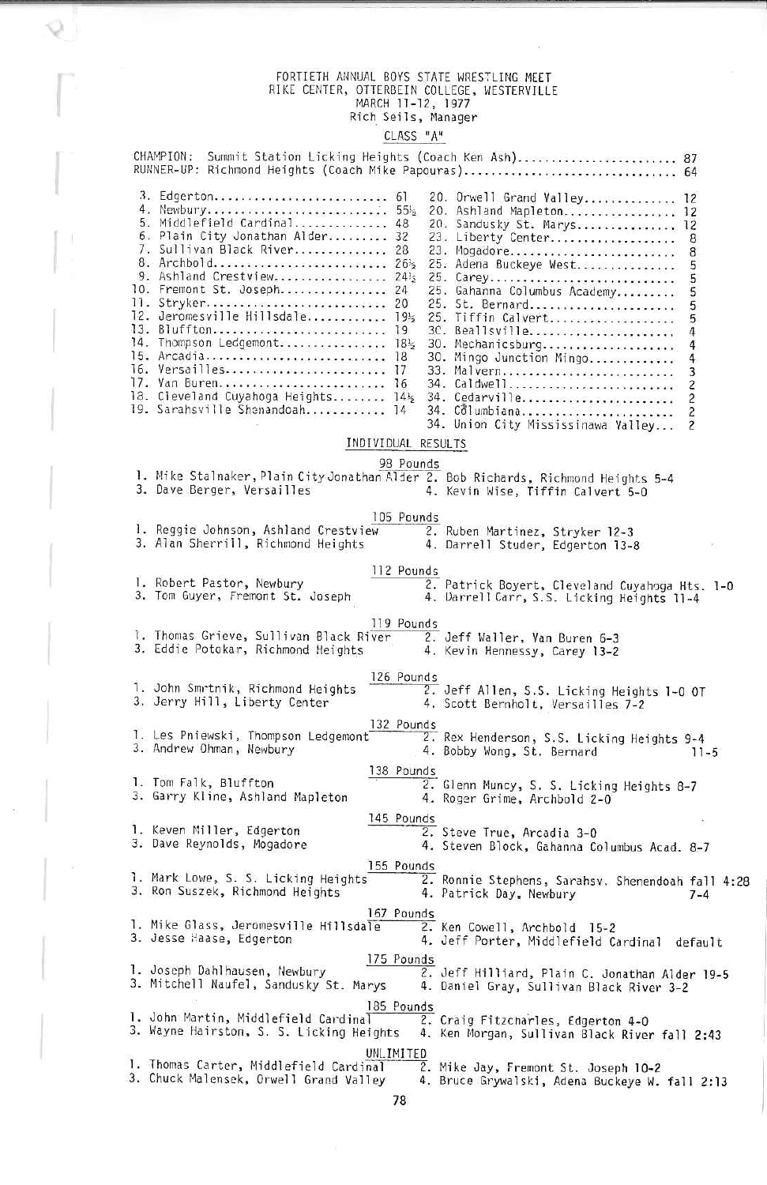FORTIETH ANNUAL BOYS STATE WRESTLING MEET
RIKE CENTER, OTTERBEIN COLLEGE, WESTERVILLE
MARCH 11-12, 1977
Rich Seils, Manager

## CLASS "A"

CHAMPION: Summit Station Licking Heights (Coach Ken Ash)........................ 87
RUNNER-UP: Richmond Heights (Coach Mike Papouras)................................ 64

| Place | School | Points |
|---|---|---|
| 3. | Edgerton | 61 |
| 4. | Newbury | 55½ |
| 5. | Middlefield Cardinal | 48 |
| 6. | Plain City Jonathan Alder | 32 |
| 7. | Sullivan Black River | 28 |
| 8. | Archbold | 26½ |
| 9. | Ashland Crestview | 24½ |
| 10. | Fremont St. Joseph | 24 |
| 11. | Stryker | 20 |
| 12. | Jeromesville Hillsdale | 19½ |
| 13. | Bluffton | 19 |
| 14. | Thompson Ledgemont | 18½ |
| 15. | Arcadia | 18 |
| 16. | Versailles | 17 |
| 17. | Van Buren | 16 |
| 18. | Cleveland Cuyahoga Heights | 14½ |
| 19. | Sarahsville Shenandoah | 14 |
| 20. | Orwell Grand Valley | 12 |
| 20. | Ashland Mapleton | 12 |
| 20. | Sandusky St. Marys | 12 |
| 23. | Liberty Center | 8 |
| 23. | Mogadore | 8 |
| 25. | Adena Buckeye West | 5 |
| 25. | Carey | 5 |
| 25. | Gahanna Columbus Academy | 5 |
| 25. | St. Bernard | 5 |
| 25. | Tiffin Calvert | 5 |
| 30. | Beallsville | 4 |
| 30. | Mechanicsburg | 4 |
| 30. | Mingo Junction Mingo | 4 |
| 33. | Malvern | 3 |
| 34. | Caldwell | 2 |
| 34. | Cedarville | 2 |
| 34. | Columbiana | 2 |
| 34. | Union City Mississinawa Valley | 2 |

### INDIVIDUAL RESULTS

**98 Pounds**
1. Mike Stalnaker, Plain City Jonathan Alder
2. Bob Richards, Richmond Heights 5-4
3. Dave Berger, Versailles
4. Kevin Wise, Tiffin Calvert 5-0

**105 Pounds**
1. Reggie Johnson, Ashland Crestview
2. Ruben Martinez, Stryker 12-3
3. Alan Sherrill, Richmond Heights
4. Darrell Studer, Edgerton 13-8

**112 Pounds**
1. Robert Pastor, Newbury
2. Patrick Boyert, Cleveland Cuyahoga Hts. 1-0
3. Tom Guyer, Fremont St. Joseph
4. Darrell Carr, S.S. Licking Heights 11-4

**119 Pounds**
1. Thomas Grieve, Sullivan Black River
2. Jeff Waller, Van Buren 6-3
3. Eddie Potokar, Richmond Heights
4. Kevin Hennessy, Carey 13-2

**126 Pounds**
1. John Smrtnik, Richmond Heights
2. Jeff Allen, S.S. Licking Heights 1-0 OT
3. Jerry Hill, Liberty Center
4. Scott Bernholt, Versailles 7-2

**132 Pounds**
1. Les Pniewski, Thompson Ledgemont
2. Rex Henderson, S.S. Licking Heights 9-4
3. Andrew Ohman, Newbury
4. Bobby Wong, St. Bernard 11-5

**138 Pounds**
1. Tom Falk, Bluffton
2. Glenn Muncy, S. S. Licking Heights 8-7
3. Garry Kline, Ashland Mapleton
4. Roger Grime, Archbold 2-0

**145 Pounds**
1. Keven Miller, Edgerton
2. Steve True, Arcadia 3-0
3. Dave Reynolds, Mogadore
4. Steven Block, Gahanna Columbus Acad. 8-7

**155 Pounds**
1. Mark Lowe, S. S. Licking Heights
2. Ronnie Stephens, Sarahsv. Shenendoah fall 4:28
3. Ron Suszek, Richmond Heights
4. Patrick Day, Newbury 7-4

**167 Pounds**
1. Mike Glass, Jeromesville Hillsdale
2. Ken Cowell, Archbold 15-2
3. Jesse Haase, Edgerton
4. Jeff Porter, Middlefield Cardinal default

**175 Pounds**
1. Joseph Dahlhausen, Newbury
2. Jeff Hilliard, Plain C. Jonathan Alder 19-5
3. Mitchell Naufel, Sandusky St. Marys
4. Daniel Gray, Sullivan Black River 3-2

**185 Pounds**
1. John Martin, Middlefield Cardinal
2. Craig Fitzcharles, Edgerton 4-0
3. Wayne Hairston, S. S. Licking Heights
4. Ken Morgan, Sullivan Black River fall 2:43

**UNLIMITED**
1. Thomas Carter, Middlefield Cardinal
2. Mike Jay, Fremont St. Joseph 10-2
3. Chuck Malensek, Orwell Grand Valley
4. Bruce Grywalski, Adena Buckeye W. fall 2:13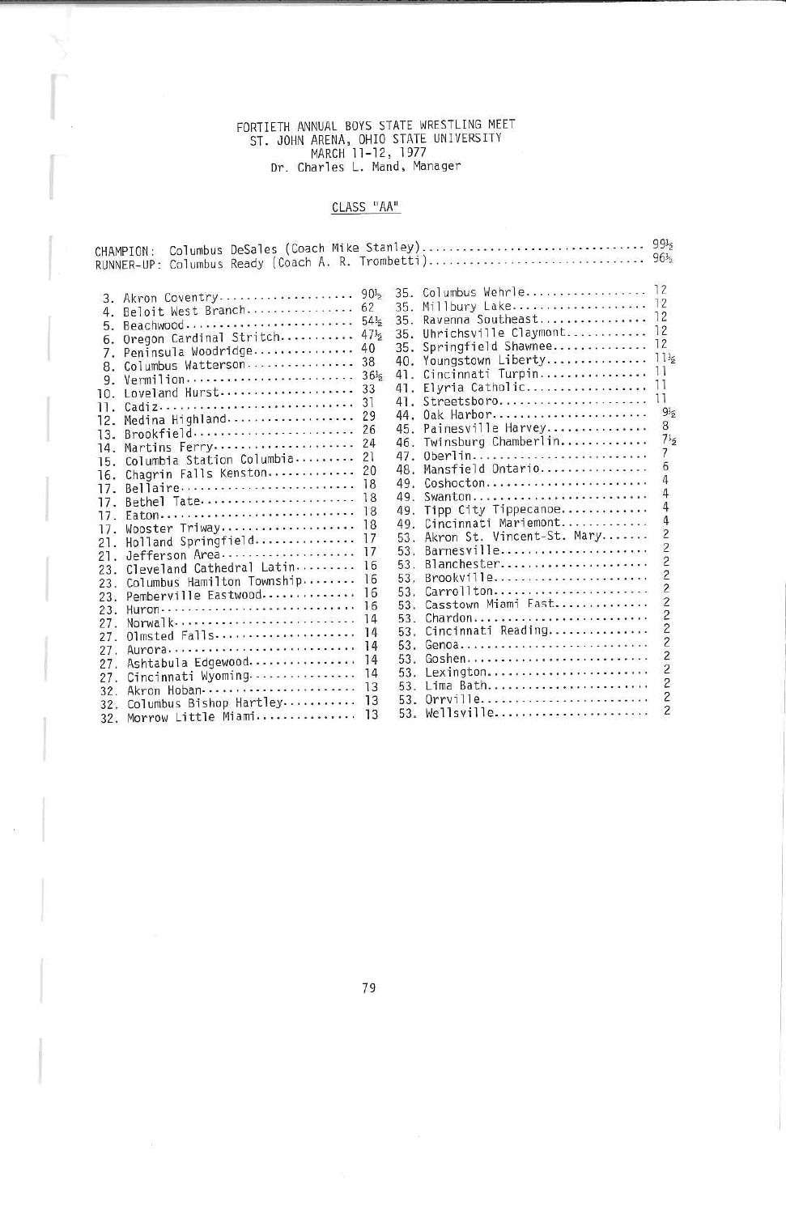FORTIETH ANNUAL BOYS STATE WRESTLING MEET
ST. JOHN ARENA, OHIO STATE UNIVERSITY
MARCH 11-12, 1977
Dr. Charles L. Mand, Manager

## CLASS "AA"

CHAMPION: Columbus DeSales (Coach Mike Stanley) .................................. 99½
RUNNER-UP: Columbus Ready (Coach A. R. Trombetti) .................................. 96½

| Place | School | Points |
|---|---|---|
| 3. | Akron Coventry | 90½ |
| 4. | Beloit West Branch | 62 |
| 5. | Beachwood | 54½ |
| 6. | Oregon Cardinal Stritch | 47½ |
| 7. | Peninsula Woodridge | 40 |
| 8. | Columbus Watterson | 38 |
| 9. | Vermilion | 36½ |
| 10. | Loveland Hurst | 33 |
| 11. | Cadiz | 31 |
| 12. | Medina Highland | 29 |
| 13. | Brookfield | 26 |
| 14. | Martins Ferry | 24 |
| 15. | Columbia Station Columbia | 21 |
| 16. | Chagrin Falls Kenston | 20 |
| 17. | Bellaire | 18 |
| 17. | Bethel Tate | 18 |
| 17. | Eaton | 18 |
| 17. | Wooster Triway | 18 |
| 21. | Holland Springfield | 17 |
| 21. | Jefferson Area | 17 |
| 23. | Cleveland Cathedral Latin | 16 |
| 23. | Columbus Hamilton Township | 16 |
| 23. | Pemberville Eastwood | 16 |
| 23. | Huron | 16 |
| 27. | Norwalk | 14 |
| 27. | Olmsted Falls | 14 |
| 27. | Aurora | 14 |
| 27. | Ashtabula Edgewood | 14 |
| 27. | Cincinnati Wyoming | 14 |
| 32. | Akron Hoban | 13 |
| 32. | Columbus Bishop Hartley | 13 |
| 32. | Morrow Little Miami | 13 |
| 35. | Columbus Wehrle | 12 |
| 35. | Millbury Lake | 12 |
| 35. | Ravenna Southeast | 12 |
| 35. | Uhrichsville Claymont | 12 |
| 35. | Springfield Shawnee | 12 |
| 40. | Youngstown Liberty | 11½ |
| 41. | Cincinnati Turpin | 11 |
| 41. | Elyria Catholic | 11 |
| 41. | Streetsboro | 11 |
| 44. | Oak Harbor | 9½ |
| 45. | Painesville Harvey | 8 |
| 46. | Twinsburg Chamberlin | 7½ |
| 47. | Oberlin | 7 |
| 48. | Mansfield Ontario | 6 |
| 49. | Coshocton | 4 |
| 49. | Swanton | 4 |
| 49. | Tipp City Tippecanoe | 4 |
| 49. | Cincinnati Mariemont | 4 |
| 53. | Akron St. Vincent-St. Mary | 2 |
| 53. | Barnesville | 2 |
| 53. | Blanchester | 2 |
| 53. | Brookville | 2 |
| 53. | Carrollton | 2 |
| 53. | Casstown Miami East | 2 |
| 53. | Chardon | 2 |
| 53. | Cincinnati Reading | 2 |
| 53. | Genoa | 2 |
| 53. | Goshen | 2 |
| 53. | Lexington | 2 |
| 53. | Lima Bath | 2 |
| 53. | Orrville | 2 |
| 53. | Wellsville | 2 |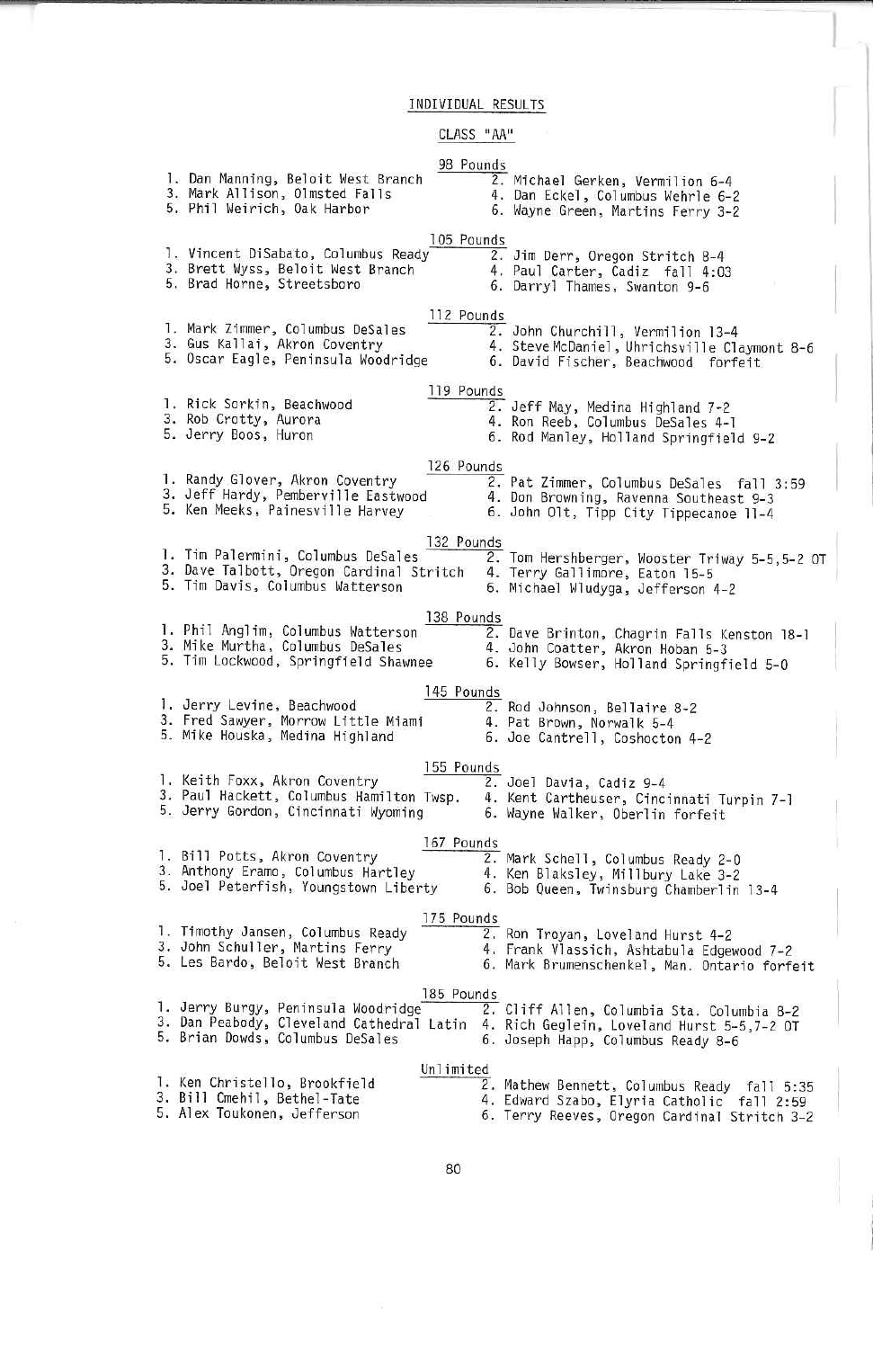## INDIVIDUAL RESULTS

### CLASS "AA"

#### 98 Pounds

1. Dan Manning, Beloit West Branch
2. Michael Gerken, Vermilion 6-4
3. Mark Allison, Olmsted Falls
4. Dan Eckel, Columbus Wehrle 6-2
5. Phil Weirich, Oak Harbor
6. Wayne Green, Martins Ferry 3-2

#### 105 Pounds

1. Vincent DiSabato, Columbus Ready
2. Jim Derr, Oregon Stritch 8-4
3. Brett Wyss, Beloit West Branch
4. Paul Carter, Cadiz fall 4:03
5. Brad Horne, Streetsboro
6. Darryl Thames, Swanton 9-6

#### 112 Pounds

1. Mark Zimmer, Columbus DeSales
2. John Churchill, Vermilion 13-4
3. Gus Kallai, Akron Coventry
4. Steve McDaniel, Uhrichsville Claymont 8-6
5. Oscar Eagle, Peninsula Woodridge
6. David Fischer, Beachwood forfeit

#### 119 Pounds

1. Rick Sorkin, Beachwood
2. Jeff May, Medina Highland 7-2
3. Rob Crotty, Aurora
4. Ron Reeb, Columbus DeSales 4-1
5. Jerry Boos, Huron
6. Rod Manley, Holland Springfield 9-2

#### 126 Pounds

1. Randy Glover, Akron Coventry
2. Pat Zimmer, Columbus DeSales fall 3:59
3. Jeff Hardy, Pemberville Eastwood
4. Don Browning, Ravenna Southeast 9-3
5. Ken Meeks, Painesville Harvey
6. John Olt, Tipp City Tippecanoe 11-4

#### 132 Pounds

1. Tim Palermini, Columbus DeSales
2. Tom Hershberger, Wooster Triway 5-5,5-2 OT
3. Dave Talbott, Oregon Cardinal Stritch
4. Terry Gallimore, Eaton 15-5
5. Tim Davis, Columbus Watterson
6. Michael Wludyga, Jefferson 4-2

#### 138 Pounds

1. Phil Anglim, Columbus Watterson
2. Dave Brinton, Chagrin Falls Kenston 18-1
3. Mike Murtha, Columbus DeSales
4. John Coatter, Akron Hoban 5-3
5. Tim Lockwood, Springfield Shawnee
6. Kelly Bowser, Holland Springfield 5-0

#### 145 Pounds

1. Jerry Levine, Beachwood
2. Rod Johnson, Bellaire 8-2
3. Fred Sawyer, Morrow Little Miami
4. Pat Brown, Norwalk 5-4
5. Mike Houska, Medina Highland
6. Joe Cantrell, Coshocton 4-2

#### 155 Pounds

1. Keith Foxx, Akron Coventry
2. Joel Davia, Cadiz 9-4
3. Paul Hackett, Columbus Hamilton Twsp.
4. Kent Cartheuser, Cincinnati Turpin 7-1
5. Jerry Gordon, Cincinnati Wyoming
6. Wayne Walker, Oberlin forfeit

#### 167 Pounds

1. Bill Potts, Akron Coventry
2. Mark Schell, Columbus Ready 2-0
3. Anthony Eramo, Columbus Hartley
4. Ken Blaksley, Millbury Lake 3-2
5. Joel Peterfish, Youngstown Liberty
6. Bob Queen, Twinsburg Chamberlin 13-4

#### 175 Pounds

1. Timothy Jansen, Columbus Ready
2. Ron Troyan, Loveland Hurst 4-2
3. John Schuller, Martins Ferry
4. Frank Vlassich, Ashtabula Edgewood 7-2
5. Les Bardo, Beloit West Branch
6. Mark Brumenschenkel, Man. Ontario forfeit

#### 185 Pounds

1. Jerry Burgy, Peninsula Woodridge
2. Cliff Allen, Columbia Sta. Columbia 8-2
3. Dan Peabody, Cleveland Cathedral Latin
4. Rich Geglein, Loveland Hurst 5-5,7-2 OT
5. Brian Dowds, Columbus DeSales
6. Joseph Happ, Columbus Ready 8-6

#### Unlimited

1. Ken Christello, Brookfield
2. Mathew Bennett, Columbus Ready fall 5:35
3. Bill Cmehil, Bethel-Tate
4. Edward Szabo, Elyria Catholic fall 2:59
5. Alex Toukonen, Jefferson
6. Terry Reeves, Oregon Cardinal Stritch 3-2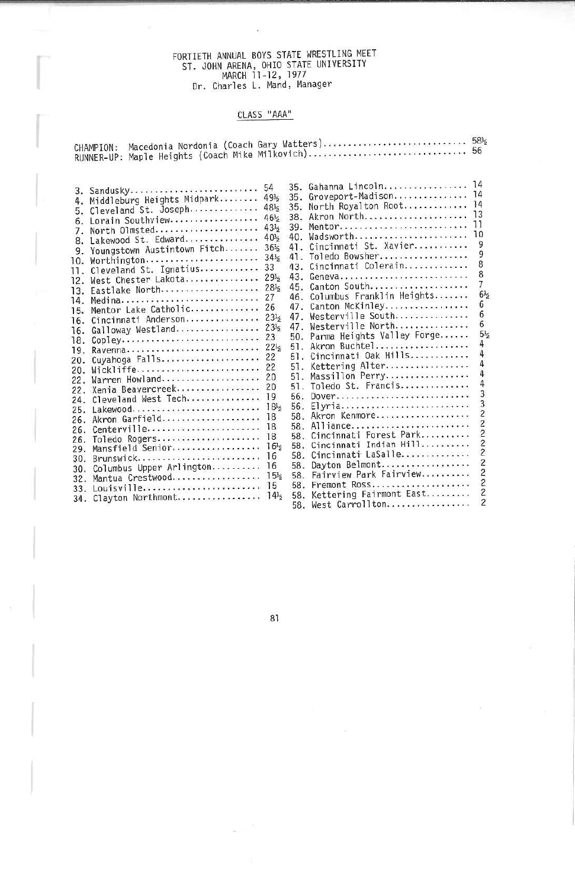FORTIETH ANNUAL BOYS STATE WRESTLING MEET
ST. JOHN ARENA, OHIO STATE UNIVERSITY
MARCH 11-12, 1977
Dr. Charles L. Mand, Manager

## CLASS "AAA"

CHAMPION: Macedonia Nordonia (Coach Gary Watters)............................ 58½
RUNNER-UP: Maple Heights (Coach Mike Milkovich)............................... 56

| Place | School | Points |
|---|---|---|
| 3. | Sandusky | 54 |
| 4. | Middleburg Heights Midpark | 49½ |
| 5. | Cleveland St. Joseph | 48½ |
| 6. | Lorain Southview | 46½ |
| 7. | North Olmsted | 43½ |
| 8. | Lakewood St. Edward | 40½ |
| 9. | Youngstown Austintown Fitch | 36½ |
| 10. | Worthington | 34½ |
| 11. | Cleveland St. Ignatius | 33 |
| 12. | West Chester Lakota | 29½ |
| 13. | Eastlake North | 28½ |
| 14. | Medina | 27 |
| 15. | Mentor Lake Catholic | 26 |
| 16. | Cincinnati Anderson | 23½ |
| 16. | Galloway Westland | 23½ |
| 18. | Copley | 23 |
| 19. | Ravenna | 22½ |
| 20. | Cuyahoga Falls | 22 |
| 20. | Wickliffe | 22 |
| 22. | Warren Howland | 20 |
| 22. | Xenia Beavercreek | 20 |
| 24. | Cleveland West Tech | 19 |
| 25. | Lakewood | 18½ |
| 26. | Akron Garfield | 18 |
| 26. | Centerville | 18 |
| 26. | Toledo Rogers | 18 |
| 29. | Mansfield Senior | 16½ |
| 30. | Brunswick | 16 |
| 30. | Columbus Upper Arlington | 16 |
| 32. | Mantua Crestwood | 15½ |
| 33. | Louisville | 15 |
| 34. | Clayton Northmont | 14½ |
| 35. | Gahanna Lincoln | 14 |
| 35. | Groveport-Madison | 14 |
| 35. | North Royalton Root | 14 |
| 38. | Akron North | 13 |
| 39. | Mentor | 11 |
| 40. | Wadsworth | 10 |
| 41. | Cincinnati St. Xavier | 9 |
| 41. | Toledo Bowsher | 9 |
| 43. | Cincinnati Colerain | 8 |
| 43. | Geneva | 8 |
| 45. | Canton South | 7 |
| 46. | Columbus Franklin Heights | 6½ |
| 47. | Canton McKinley | 6 |
| 47. | Westerville South | 6 |
| 47. | Westerville North | 6 |
| 50. | Parma Heights Valley Forge | 5½ |
| 51. | Akron Buchtel | 4 |
| 51. | Cincinnati Oak Hills | 4 |
| 51. | Kettering Alter | 4 |
| 51. | Massillon Perry | 4 |
| 51. | Toledo St. Francis | 4 |
| 56. | Dover | 3 |
| 56. | Elyria | 3 |
| 58. | Akron Kenmore | 2 |
| 58. | Alliance | 2 |
| 58. | Cincinnati Forest Park | 2 |
| 58. | Cincinnati Indian Hill | 2 |
| 58. | Cincinnati LaSalle | 2 |
| 58. | Dayton Belmont | 2 |
| 58. | Fairview Park Fairview | 2 |
| 58. | Fremont Ross | 2 |
| 58. | Kettering Fairmont East | 2 |
| 58. | West Carrollton | 2 |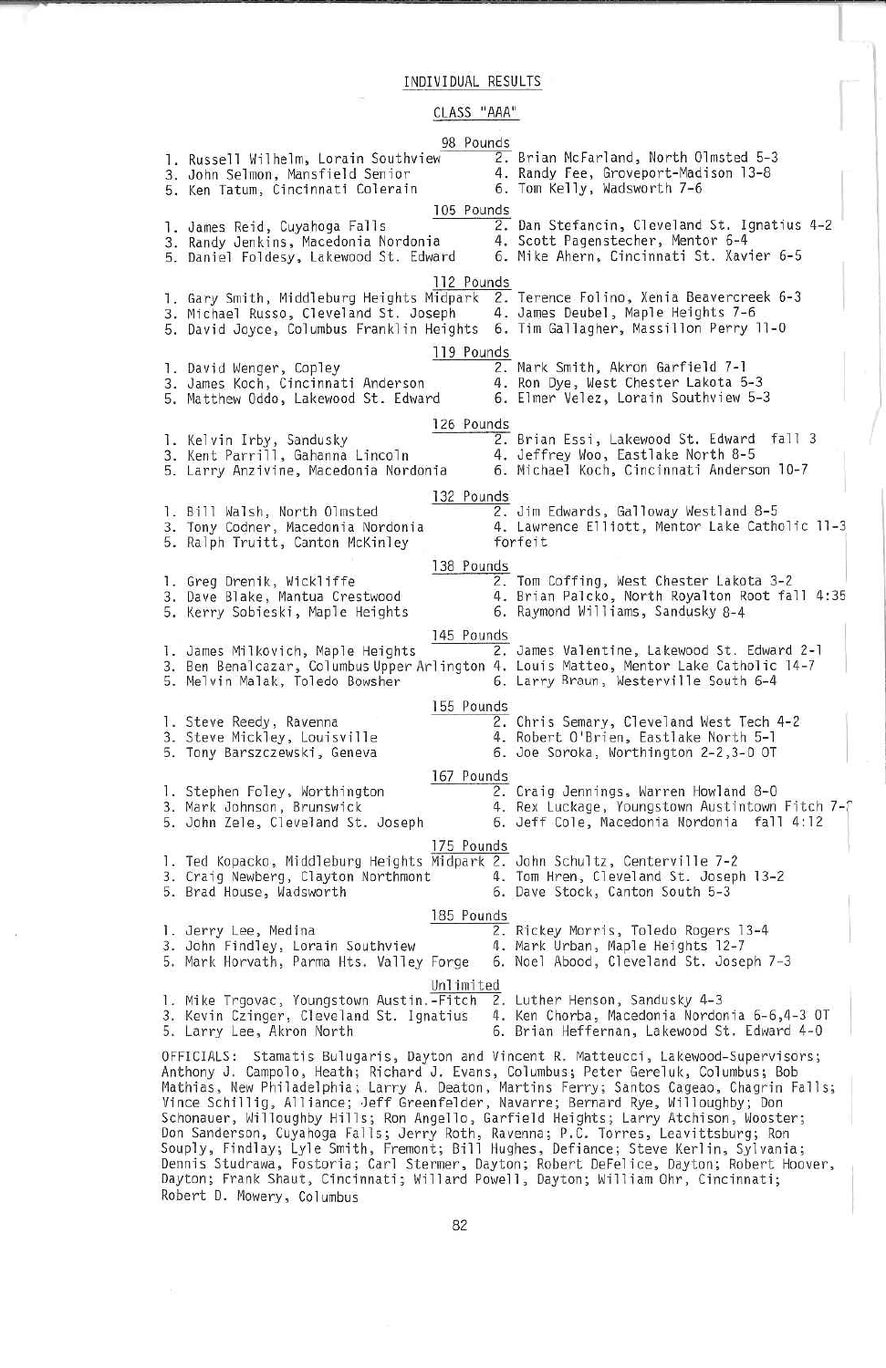## INDIVIDUAL RESULTS

### CLASS "AAA"

#### 98 Pounds

1. Russell Wilhelm, Lorain Southview
2. Brian McFarland, North Olmsted 5-3
3. John Selmon, Mansfield Senior
4. Randy Fee, Groveport-Madison 13-8
5. Ken Tatum, Cincinnati Colerain
6. Tom Kelly, Wadsworth 7-6

#### 105 Pounds

1. James Reid, Cuyahoga Falls
2. Dan Stefancin, Cleveland St. Ignatius 4-2
3. Randy Jenkins, Macedonia Nordonia
4. Scott Pagenstecher, Mentor 6-4
5. Daniel Foldesy, Lakewood St. Edward
6. Mike Ahern, Cincinnati St. Xavier 6-5

#### 112 Pounds

1. Gary Smith, Middleburg Heights Midpark
2. Terence Folino, Xenia Beavercreek 6-3
3. Michael Russo, Cleveland St. Joseph
4. James Deubel, Maple Heights 7-6
5. David Joyce, Columbus Franklin Heights
6. Tim Gallagher, Massillon Perry 11-0

#### 119 Pounds

1. David Wenger, Copley
2. Mark Smith, Akron Garfield 7-1
3. James Koch, Cincinnati Anderson
4. Ron Dye, West Chester Lakota 5-3
5. Matthew Oddo, Lakewood St. Edward
6. Elmer Velez, Lorain Southview 5-3

#### 126 Pounds

1. Kelvin Irby, Sandusky
2. Brian Essi, Lakewood St. Edward fall 3
3. Kent Parrill, Gahanna Lincoln
4. Jeffrey Woo, Eastlake North 8-5
5. Larry Anzivine, Macedonia Nordonia
6. Michael Koch, Cincinnati Anderson 10-7

#### 132 Pounds

1. Bill Walsh, North Olmsted
2. Jim Edwards, Galloway Westland 8-5
3. Tony Codner, Macedonia Nordonia
4. Lawrence Elliott, Mentor Lake Catholic 11-3
5. Ralph Truitt, Canton McKinley
forfeit

#### 138 Pounds

1. Greg Drenik, Wickliffe
2. Tom Coffing, West Chester Lakota 3-2
3. Dave Blake, Mantua Crestwood
4. Brian Palcko, North Royalton Root fall 4:35
5. Kerry Sobieski, Maple Heights
6. Raymond Williams, Sandusky 8-4

#### 145 Pounds

1. James Milkovich, Maple Heights
2. James Valentine, Lakewood St. Edward 2-1
3. Ben Benalcazar, Columbus Upper Arlington
4. Louis Matteo, Mentor Lake Catholic 14-7
5. Melvin Malak, Toledo Bowsher
6. Larry Braun, Westerville South 6-4

#### 155 Pounds

1. Steve Reedy, Ravenna
2. Chris Semary, Cleveland West Tech 4-2
3. Steve Mickley, Louisville
4. Robert O'Brien, Eastlake North 5-1
5. Tony Barszczewski, Geneva
6. Joe Soroka, Worthington 2-2,3-0 OT

#### 167 Pounds

1. Stephen Foley, Worthington
2. Craig Jennings, Warren Howland 8-0
3. Mark Johnson, Brunswick
4. Rex Luckage, Youngstown Austintown Fitch 7-?
5. John Zele, Cleveland St. Joseph
6. Jeff Cole, Macedonia Nordonia fall 4:12

#### 175 Pounds

1. Ted Kopacko, Middleburg Heights Midpark
2. John Schultz, Centerville 7-2
3. Craig Newberg, Clayton Northmont
4. Tom Hren, Cleveland St. Joseph 13-2
5. Brad House, Wadsworth
6. Dave Stock, Canton South 5-3

#### 185 Pounds

1. Jerry Lee, Medina
2. Rickey Morris, Toledo Rogers 13-4
3. John Findley, Lorain Southview
4. Mark Urban, Maple Heights 12-7
5. Mark Horvath, Parma Hts. Valley Forge
6. Noel Abood, Cleveland St. Joseph 7-3

#### Unlimited

1. Mike Trgovac, Youngstown Austin.-Fitch
2. Luther Henson, Sandusky 4-3
3. Kevin Czinger, Cleveland St. Ignatius
4. Ken Chorba, Macedonia Nordonia 6-6,4-3 OT
5. Larry Lee, Akron North
6. Brian Heffernan, Lakewood St. Edward 4-0

OFFICIALS: Stamatis Bulugaris, Dayton and Vincent R. Matteucci, Lakewood-Supervisors; Anthony J. Campolo, Heath; Richard J. Evans, Columbus; Peter Gereluk, Columbus; Bob Mathias, New Philadelphia; Larry A. Deaton, Martins Ferry; Santos Cageao, Chagrin Falls; Vince Schillig, Alliance; Jeff Greenfelder, Navarre; Bernard Rye, Willoughby; Don Schonauer, Willoughby Hills; Ron Angello, Garfield Heights; Larry Atchison, Wooster; Don Sanderson, Cuyahoga Falls; Jerry Roth, Ravenna; P.C. Torres, Leavittsburg; Ron Souply, Findlay; Lyle Smith, Fremont; Bill Hughes, Defiance; Steve Kerlin, Sylvania; Dennis Studrawa, Fostoria; Carl Stermer, Dayton; Robert DeFelice, Dayton; Robert Hoover, Dayton; Frank Shaut, Cincinnati; Willard Powell, Dayton; William Ohr, Cincinnati; Robert D. Mowery, Columbus